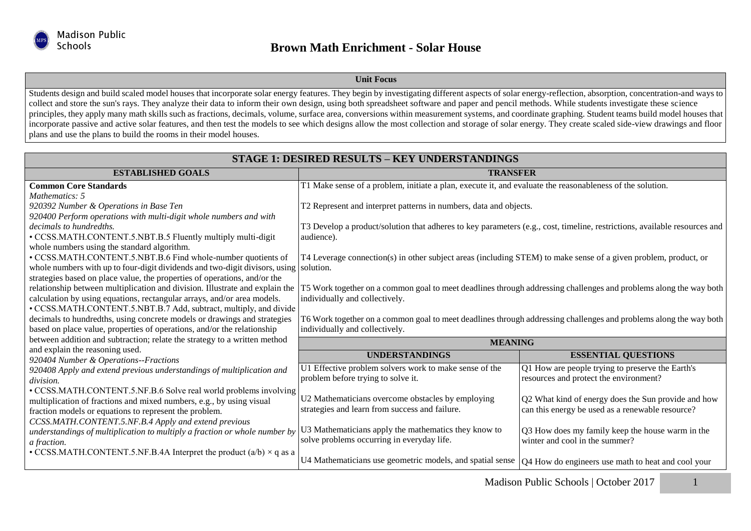Madison Public Schools

# Brown Math Enrichment - Solar House

| Unit Focus |
|---|
| Students design and build scaled model houses that incorporate solar energy features. They begin by investigating different aspects of solar energy-reflection, absorption, concentration-and ways to collect and store the sun's rays. They analyze their data to inform their own design, using both spreadsheet software and paper and pencil methods. While students investigate these science principles, they apply many math skills such as fractions, decimals, volume, surface area, conversions within measurement systems, and coordinate graphing. Student teams build model houses that incorporate passive and active solar features, and then test the models to see which designs allow the most collection and storage of solar energy. They create scaled side-view drawings and floor plans and use the plans to build the rooms in their model houses. |

| STAGE 1: DESIRED RESULTS – KEY UNDERSTANDINGS | | |
|---|---|---|
| **ESTABLISHED GOALS** | **TRANSFER** | |
| **Common Core Standards**<br>*Mathematics: 5*<br>*920392 Number & Operations in Base Ten*<br>*920400 Perform operations with multi-digit whole numbers and with decimals to hundredths.*<br>• CCSS.MATH.CONTENT.5.NBT.B.5 Fluently multiply multi-digit whole numbers using the standard algorithm.<br>• CCSS.MATH.CONTENT.5.NBT.B.6 Find whole-number quotients of whole numbers with up to four-digit dividends and two-digit divisors, using strategies based on place value, the properties of operations, and/or the relationship between multiplication and division. Illustrate and explain the calculation by using equations, rectangular arrays, and/or area models.<br>• CCSS.MATH.CONTENT.5.NBT.B.7 Add, subtract, multiply, and divide decimals to hundredths, using concrete models or drawings and strategies based on place value, properties of operations, and/or the relationship between addition and subtraction; relate the strategy to a written method and explain the reasoning used.<br>*920404 Number & Operations--Fractions*<br>*920408 Apply and extend previous understandings of multiplication and division.*<br>• CCSS.MATH.CONTENT.5.NF.B.6 Solve real world problems involving multiplication of fractions and mixed numbers, e.g., by using visual fraction models or equations to represent the problem.<br>*CCSS.MATH.CONTENT.5.NF.B.4 Apply and extend previous understandings of multiplication to multiply a fraction or whole number by a fraction.*<br>• CCSS.MATH.CONTENT.5.NF.B.4A Interpret the product $(a/b) \times q$ as a | T1 Make sense of a problem, initiate a plan, execute it, and evaluate the reasonableness of the solution.<br><br>T2 Represent and interpret patterns in numbers, data and objects.<br><br>T3 Develop a product/solution that adheres to key parameters (e.g., cost, timeline, restrictions, available resources and audience).<br><br>T4 Leverage connection(s) in other subject areas (including STEM) to make sense of a given problem, product, or solution.<br><br>T5 Work together on a common goal to meet deadlines through addressing challenges and problems along the way both individually and collectively.<br><br>T6 Work together on a common goal to meet deadlines through addressing challenges and problems along the way both individually and collectively. | |
| | **MEANING** | |
| | **UNDERSTANDINGS** | **ESSENTIAL QUESTIONS** |
| | U1 Effective problem solvers work to make sense of the problem before trying to solve it.<br><br>U2 Mathematicians overcome obstacles by employing strategies and learn from success and failure.<br><br>U3 Mathematicians apply the mathematics they know to solve problems occurring in everyday life.<br><br>U4 Mathematicians use geometric models, and spatial sense | Q1 How are people trying to preserve the Earth's resources and protect the environment?<br><br>Q2 What kind of energy does the Sun provide and how can this energy be used as a renewable resource?<br><br>Q3 How does my family keep the house warm in the winter and cool in the summer?<br><br>Q4 How do engineers use math to heat and cool your |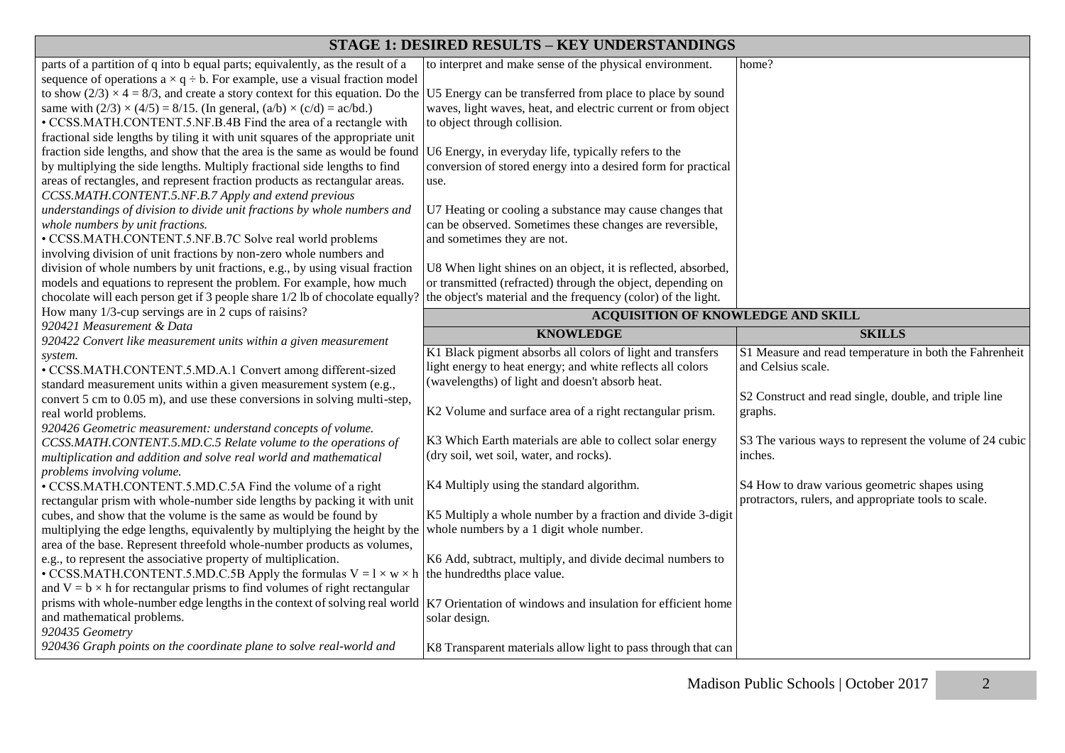## STAGE 1: DESIRED RESULTS – KEY UNDERSTANDINGS

parts of a partition of q into b equal parts; equivalently, as the result of a sequence of operations $a \times q \div b$. For example, use a visual fraction model to show $(2/3) \times 4 = 8/3$, and create a story context for this equation. Do the same with $(2/3) \times (4/5) = 8/15$. (In general, $(a/b) \times (c/d) = ac/bd$.)

• CCSS.MATH.CONTENT.5.NF.B.4B Find the area of a rectangle with fractional side lengths by tiling it with unit squares of the appropriate unit fraction side lengths, and show that the area is the same as would be found by multiplying the side lengths. Multiply fractional side lengths to find areas of rectangles, and represent fraction products as rectangular areas.

*CCSS.MATH.CONTENT.5.NF.B.7 Apply and extend previous understandings of division to divide unit fractions by whole numbers and whole numbers by unit fractions.*

• CCSS.MATH.CONTENT.5.NF.B.7C Solve real world problems involving division of unit fractions by non-zero whole numbers and division of whole numbers by unit fractions, e.g., by using visual fraction models and equations to represent the problem. For example, how much chocolate will each person get if 3 people share 1/2 lb of chocolate equally? How many 1/3-cup servings are in 2 cups of raisins?

*920421 Measurement & Data*

*920422 Convert like measurement units within a given measurement system.*

• CCSS.MATH.CONTENT.5.MD.A.1 Convert among different-sized standard measurement units within a given measurement system (e.g., convert 5 cm to 0.05 m), and use these conversions in solving multi-step, real world problems.

*920426 Geometric measurement: understand concepts of volume.*

*CCSS.MATH.CONTENT.5.MD.C.5 Relate volume to the operations of multiplication and addition and solve real world and mathematical problems involving volume.*

• CCSS.MATH.CONTENT.5.MD.C.5A Find the volume of a right rectangular prism with whole-number side lengths by packing it with unit cubes, and show that the volume is the same as would be found by multiplying the edge lengths, equivalently by multiplying the height by the area of the base. Represent threefold whole-number products as volumes, e.g., to represent the associative property of multiplication.

• CCSS.MATH.CONTENT.5.MD.C.5B Apply the formulas $V = l \times w \times h$ and $V = b \times h$ for rectangular prisms to find volumes of right rectangular prisms with whole-number edge lengths in the context of solving real world and mathematical problems.

*920435 Geometry*

*920436 Graph points on the coordinate plane to solve real-world and*

to interpret and make sense of the physical environment.

U5 Energy can be transferred from place to place by sound waves, light waves, heat, and electric current or from object to object through collision.

U6 Energy, in everyday life, typically refers to the conversion of stored energy into a desired form for practical use.

U7 Heating or cooling a substance may cause changes that can be observed. Sometimes these changes are reversible, and sometimes they are not.

U8 When light shines on an object, it is reflected, absorbed, or transmitted (refracted) through the object, depending on the object's material and the frequency (color) of the light.

home?

### ACQUISITION OF KNOWLEDGE AND SKILL

| KNOWLEDGE | SKILLS |
|---|---|
| K1 Black pigment absorbs all colors of light and transfers light energy to heat energy; and white reflects all colors (wavelengths) of light and doesn't absorb heat. | S1 Measure and read temperature in both the Fahrenheit and Celsius scale. |
| K2 Volume and surface area of a right rectangular prism. | S2 Construct and read single, double, and triple line graphs. |
| K3 Which Earth materials are able to collect solar energy (dry soil, wet soil, water, and rocks). | S3 The various ways to represent the volume of 24 cubic inches. |
| K4 Multiply using the standard algorithm. | S4 How to draw various geometric shapes using protractors, rulers, and appropriate tools to scale. |
| K5 Multiply a whole number by a fraction and divide 3-digit whole numbers by a 1 digit whole number. | |
| K6 Add, subtract, multiply, and divide decimal numbers to the hundredths place value. | |
| K7 Orientation of windows and insulation for efficient home solar design. | |
| K8 Transparent materials allow light to pass through that can | |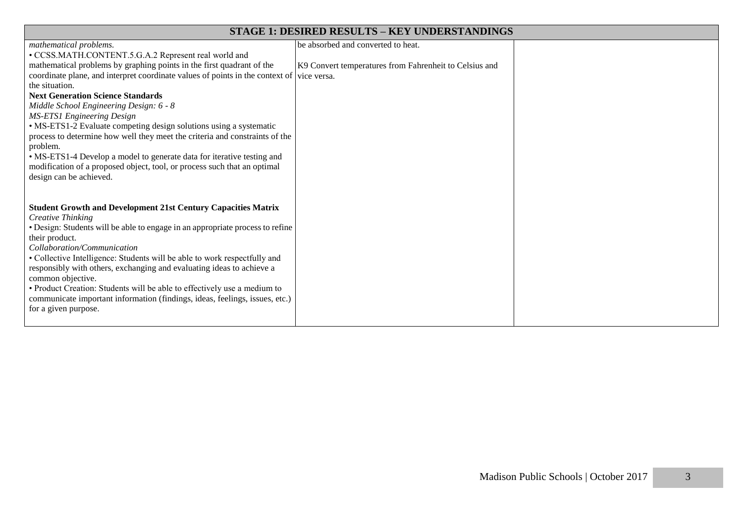| STAGE 1: DESIRED RESULTS – KEY UNDERSTANDINGS | | |
|---|---|---|
| *mathematical problems.*<br>• CCSS.MATH.CONTENT.5.G.A.2 Represent real world and mathematical problems by graphing points in the first quadrant of the coordinate plane, and interpret coordinate values of points in the context of the situation.<br>**Next Generation Science Standards**<br>*Middle School Engineering Design: 6 - 8*<br>*MS-ETS1 Engineering Design*<br>• MS-ETS1-2 Evaluate competing design solutions using a systematic process to determine how well they meet the criteria and constraints of the problem.<br>• MS-ETS1-4 Develop a model to generate data for iterative testing and modification of a proposed object, tool, or process such that an optimal design can be achieved.<br><br>**Student Growth and Development 21st Century Capacities Matrix**<br>*Creative Thinking*<br>• Design: Students will be able to engage in an appropriate process to refine their product.<br>*Collaboration/Communication*<br>• Collective Intelligence: Students will be able to work respectfully and responsibly with others, exchanging and evaluating ideas to achieve a common objective.<br>• Product Creation: Students will be able to effectively use a medium to communicate important information (findings, ideas, feelings, issues, etc.) for a given purpose. | be absorbed and converted to heat.<br><br>K9 Convert temperatures from Fahrenheit to Celsius and vice versa. | |